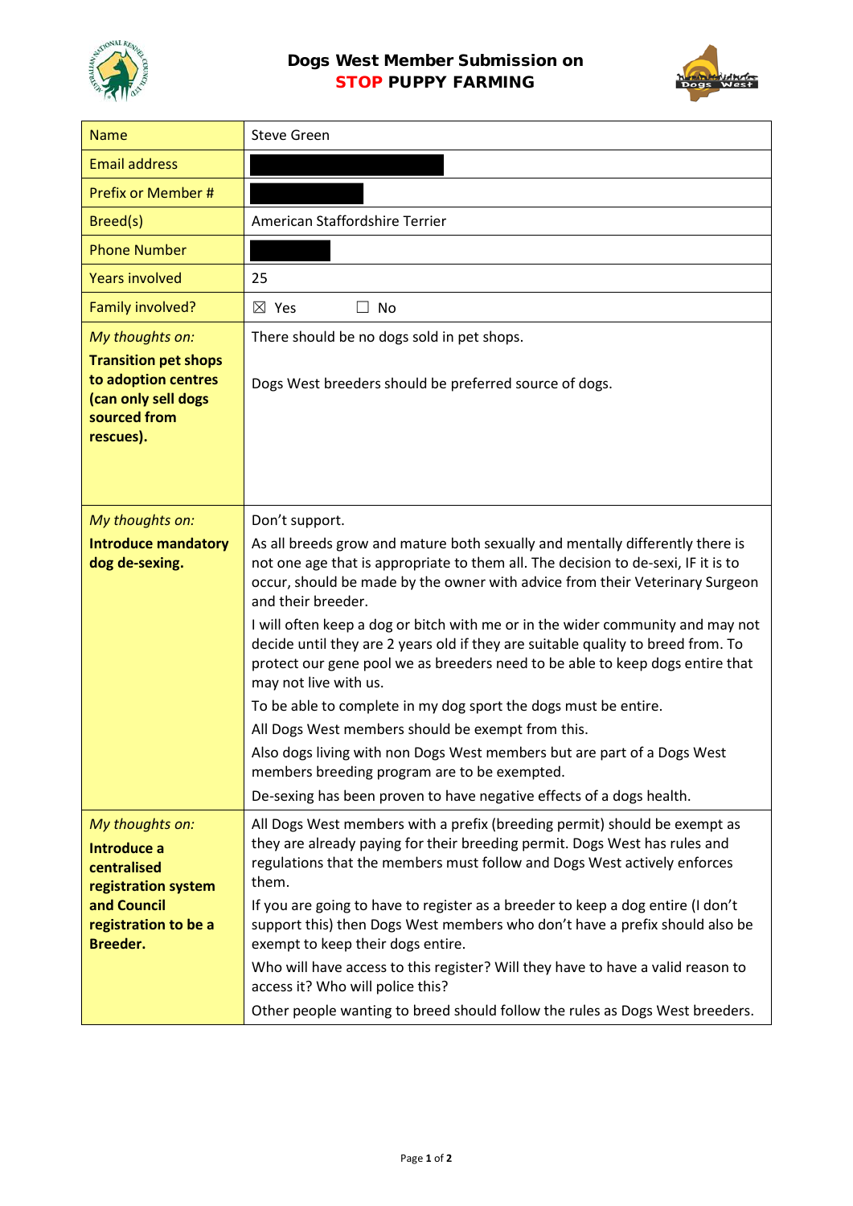# Dogs West Member Submission on STOP PUPPY FARMING

| Name | Steve Green |
|---|---|
| Email address | |
| Prefix or Member # | |
| Breed(s) | American Staffordshire Terrier |
| Phone Number | |
| Years involved | 25 |
| Family involved? | ☒ Yes ☐ No |
| *My thoughts on:* **Transition pet shops to adoption centres (can only sell dogs sourced from rescues).** | There should be no dogs sold in pet shops.<br><br>Dogs West breeders should be preferred source of dogs. |
| *My thoughts on:* **Introduce mandatory dog de-sexing.** | Don't support.<br><br>As all breeds grow and mature both sexually and mentally differently there is not one age that is appropriate to them all. The decision to de-sexi, IF it is to occur, should be made by the owner with advice from their Veterinary Surgeon and their breeder.<br><br>I will often keep a dog or bitch with me or in the wider community and may not decide until they are 2 years old if they are suitable quality to breed from. To protect our gene pool we as breeders need to be able to keep dogs entire that may not live with us.<br><br>To be able to complete in my dog sport the dogs must be entire.<br><br>All Dogs West members should be exempt from this.<br><br>Also dogs living with non Dogs West members but are part of a Dogs West members breeding program are to be exempted.<br><br>De-sexing has been proven to have negative effects of a dogs health. |
| *My thoughts on:* **Introduce a centralised registration system and Council registration to be a Breeder.** | All Dogs West members with a prefix (breeding permit) should be exempt as they are already paying for their breeding permit. Dogs West has rules and regulations that the members must follow and Dogs West actively enforces them.<br><br>If you are going to have to register as a breeder to keep a dog entire (I don't support this) then Dogs West members who don't have a prefix should also be exempt to keep their dogs entire.<br><br>Who will have access to this register? Will they have to have a valid reason to access it? Who will police this?<br><br>Other people wanting to breed should follow the rules as Dogs West breeders. |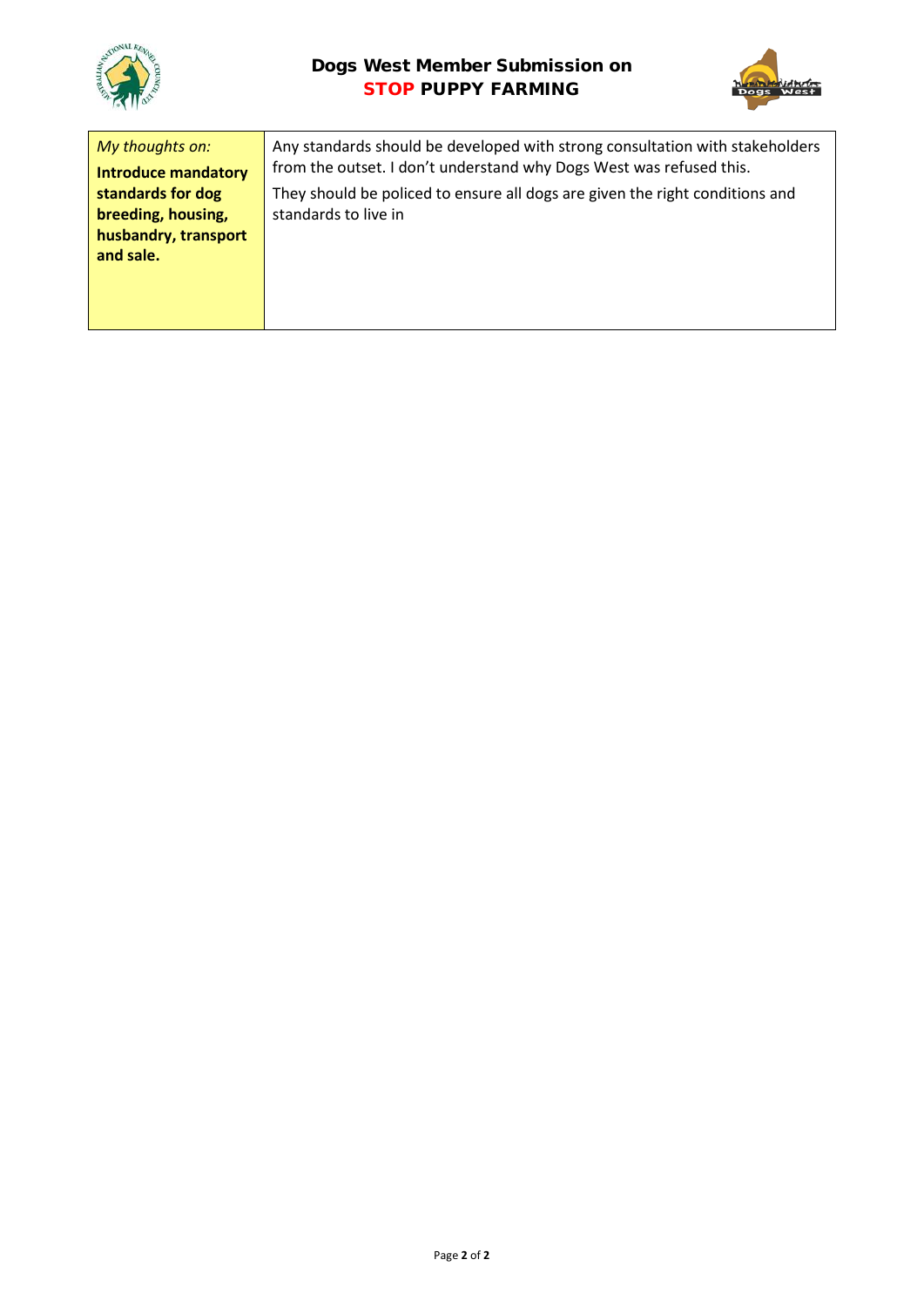# Dogs West Member Submission on STOP PUPPY FARMING

| | |
|---|---|
| *My thoughts on:* **Introduce mandatory standards for dog breeding, housing, husbandry, transport and sale.** | Any standards should be developed with strong consultation with stakeholders from the outset. I don't understand why Dogs West was refused this. They should be policed to ensure all dogs are given the right conditions and standards to live in |